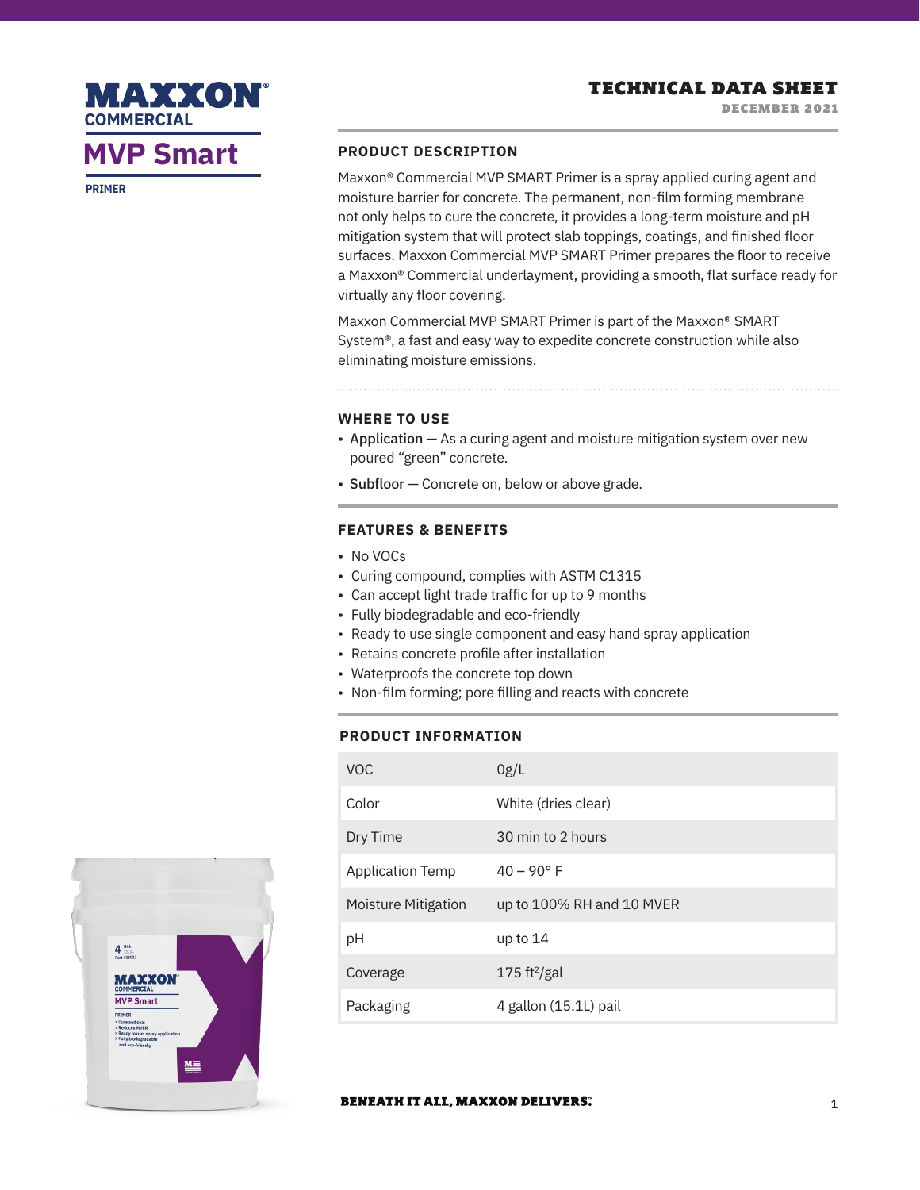# MAXXON® COMMERCIAL

## MVP Smart

PRIMER

**TECHNICAL DATA SHEET**
DECEMBER 2021

### PRODUCT DESCRIPTION

Maxxon® Commercial MVP SMART Primer is a spray applied curing agent and moisture barrier for concrete. The permanent, non-film forming membrane not only helps to cure the concrete, it provides a long-term moisture and pH mitigation system that will protect slab toppings, coatings, and finished floor surfaces. Maxxon Commercial MVP SMART Primer prepares the floor to receive a Maxxon® Commercial underlayment, providing a smooth, flat surface ready for virtually any floor covering.

Maxxon Commercial MVP SMART Primer is part of the Maxxon® SMART System®, a fast and easy way to expedite concrete construction while also eliminating moisture emissions.

### WHERE TO USE

- **Application** — As a curing agent and moisture mitigation system over new poured "green" concrete.
- **Subfloor** — Concrete on, below or above grade.

### FEATURES & BENEFITS

- No VOCs
- Curing compound, complies with ASTM C1315
- Can accept light trade traffic for up to 9 months
- Fully biodegradable and eco-friendly
- Ready to use single component and easy hand spray application
- Retains concrete profile after installation
- Waterproofs the concrete top down
- Non-film forming; pore filling and reacts with concrete

### PRODUCT INFORMATION

| | |
|---|---|
| VOC | 0g/L |
| Color | White (dries clear) |
| Dry Time | 30 min to 2 hours |
| Application Temp | 40 – 90° F |
| Moisture Mitigation | up to 100% RH and 10 MVER |
| pH | up to 14 |
| Coverage | 175 ft²/gal |
| Packaging | 4 gallon (15.1L) pail |

**BENEATH IT ALL, MAXXON DELIVERS.™**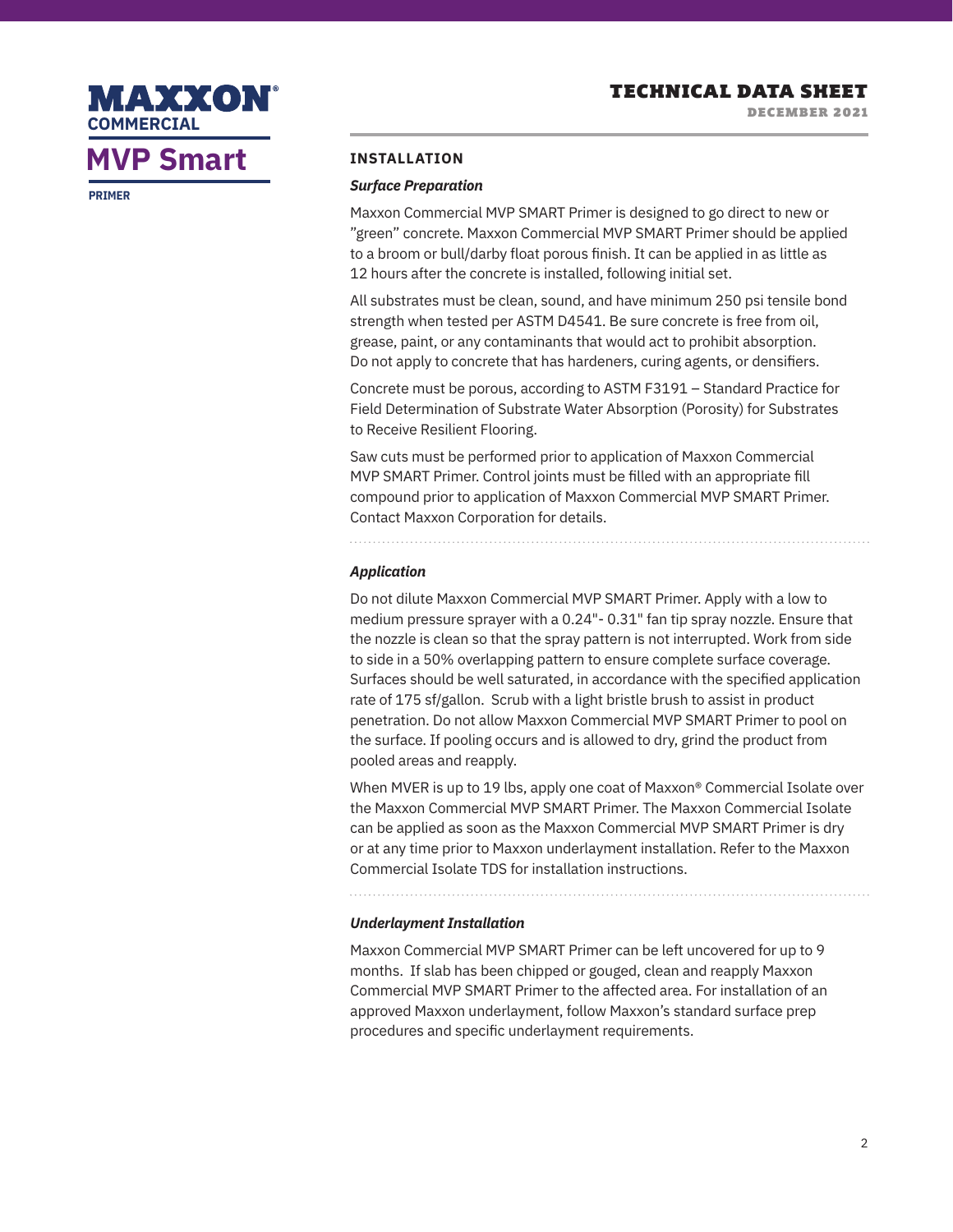## INSTALLATION

### *Surface Preparation*

Maxxon Commercial MVP SMART Primer is designed to go direct to new or "green" concrete. Maxxon Commercial MVP SMART Primer should be applied to a broom or bull/darby float porous finish. It can be applied in as little as 12 hours after the concrete is installed, following initial set.

All substrates must be clean, sound, and have minimum 250 psi tensile bond strength when tested per ASTM D4541. Be sure concrete is free from oil, grease, paint, or any contaminants that would act to prohibit absorption. Do not apply to concrete that has hardeners, curing agents, or densifiers.

Concrete must be porous, according to ASTM F3191 – Standard Practice for Field Determination of Substrate Water Absorption (Porosity) for Substrates to Receive Resilient Flooring.

Saw cuts must be performed prior to application of Maxxon Commercial MVP SMART Primer. Control joints must be filled with an appropriate fill compound prior to application of Maxxon Commercial MVP SMART Primer. Contact Maxxon Corporation for details.

### *Application*

Do not dilute Maxxon Commercial MVP SMART Primer. Apply with a low to medium pressure sprayer with a 0.24"- 0.31" fan tip spray nozzle. Ensure that the nozzle is clean so that the spray pattern is not interrupted. Work from side to side in a 50% overlapping pattern to ensure complete surface coverage. Surfaces should be well saturated, in accordance with the specified application rate of 175 sf/gallon. Scrub with a light bristle brush to assist in product penetration. Do not allow Maxxon Commercial MVP SMART Primer to pool on the surface. If pooling occurs and is allowed to dry, grind the product from pooled areas and reapply.

When MVER is up to 19 lbs, apply one coat of Maxxon® Commercial Isolate over the Maxxon Commercial MVP SMART Primer. The Maxxon Commercial Isolate can be applied as soon as the Maxxon Commercial MVP SMART Primer is dry or at any time prior to Maxxon underlayment installation. Refer to the Maxxon Commercial Isolate TDS for installation instructions.

### *Underlayment Installation*

Maxxon Commercial MVP SMART Primer can be left uncovered for up to 9 months. If slab has been chipped or gouged, clean and reapply Maxxon Commercial MVP SMART Primer to the affected area. For installation of an approved Maxxon underlayment, follow Maxxon's standard surface prep procedures and specific underlayment requirements.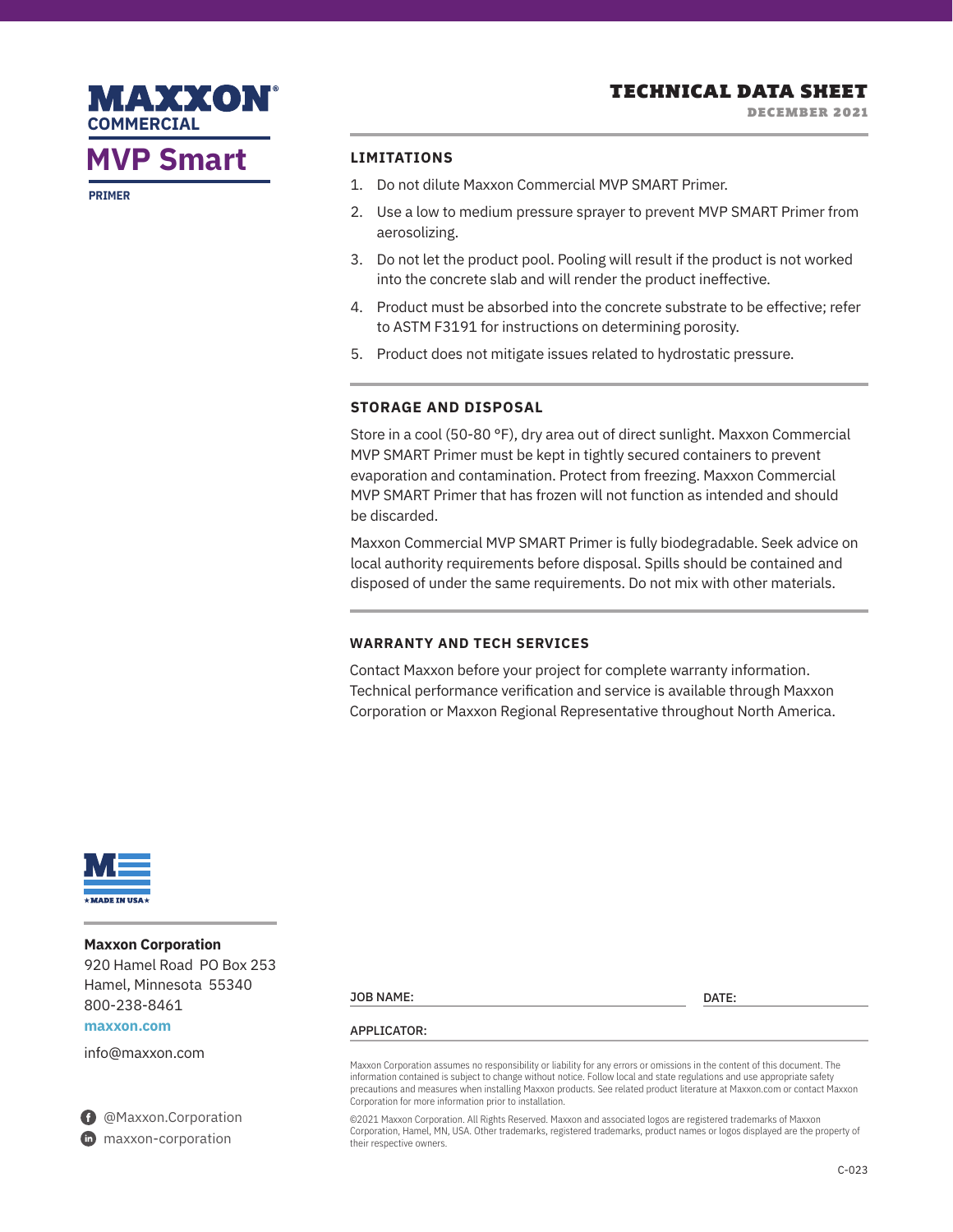# MAXXON® COMMERCIAL

## MVP Smart

PRIMER

TECHNICAL DATA SHEET
DECEMBER 2021

### LIMITATIONS

1. Do not dilute Maxxon Commercial MVP SMART Primer.
2. Use a low to medium pressure sprayer to prevent MVP SMART Primer from aerosolizing.
3. Do not let the product pool. Pooling will result if the product is not worked into the concrete slab and will render the product ineffective.
4. Product must be absorbed into the concrete substrate to be effective; refer to ASTM F3191 for instructions on determining porosity.
5. Product does not mitigate issues related to hydrostatic pressure.

### STORAGE AND DISPOSAL

Store in a cool (50-80 °F), dry area out of direct sunlight. Maxxon Commercial MVP SMART Primer must be kept in tightly secured containers to prevent evaporation and contamination. Protect from freezing. Maxxon Commercial MVP SMART Primer that has frozen will not function as intended and should be discarded.

Maxxon Commercial MVP SMART Primer is fully biodegradable. Seek advice on local authority requirements before disposal. Spills should be contained and disposed of under the same requirements. Do not mix with other materials.

### WARRANTY AND TECH SERVICES

Contact Maxxon before your project for complete warranty information. Technical performance verification and service is available through Maxxon Corporation or Maxxon Regional Representative throughout North America.

★MADE IN USA★

**Maxxon Corporation**
920 Hamel Road PO Box 253
Hamel, Minnesota 55340
800-238-8461
**maxxon.com**

info@maxxon.com

@Maxxon.Corporation
maxxon-corporation

JOB NAME: ____________________ DATE: __________

APPLICATOR: ____________________

Maxxon Corporation assumes no responsibility or liability for any errors or omissions in the content of this document. The information contained is subject to change without notice. Follow local and state regulations and use appropriate safety precautions and measures when installing Maxxon products. See related product literature at Maxxon.com or contact Maxxon Corporation for more information prior to installation.

©2021 Maxxon Corporation. All Rights Reserved. Maxxon and associated logos are registered trademarks of Maxxon Corporation, Hamel, MN, USA. Other trademarks, registered trademarks, product names or logos displayed are the property of their respective owners.

C-023